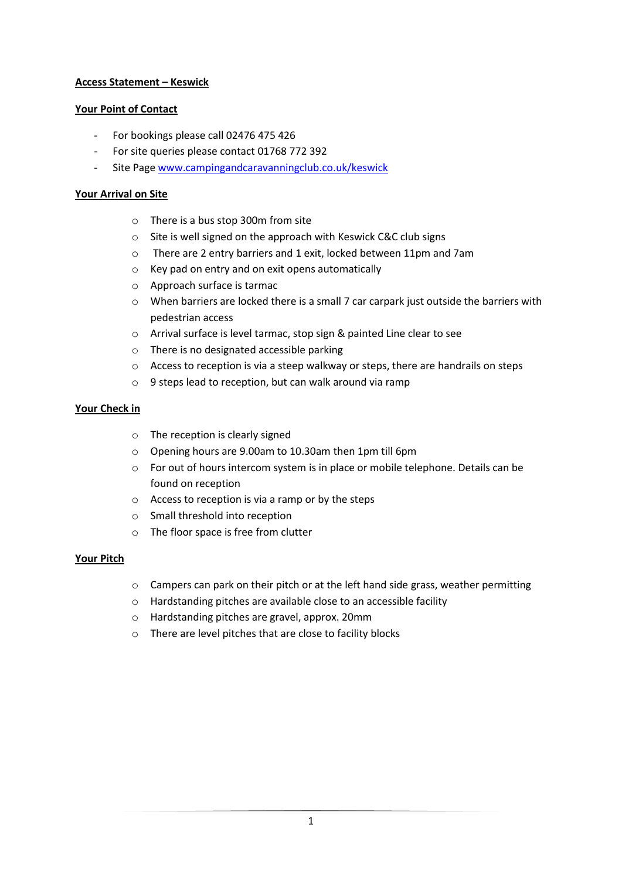**Access Statement – Keswick**

**Your Point of Contact**

- For bookings please call 02476 475 426
- For site queries please contact 01768 772 392
- Site Page [www.campingandcaravanningclub.co.uk/keswick](http://www.campingandcaravanningclub.co.uk/keswick)

**Your Arrival on Site**

- There is a bus stop 300m from site
- Site is well signed on the approach with Keswick C&C club signs
- There are 2 entry barriers and 1 exit, locked between 11pm and 7am
- Key pad on entry and on exit opens automatically
- Approach surface is tarmac
- When barriers are locked there is a small 7 car carpark just outside the barriers with pedestrian access
- Arrival surface is level tarmac, stop sign & painted Line clear to see
- There is no designated accessible parking
- Access to reception is via a steep walkway or steps, there are handrails on steps
- 9 steps lead to reception, but can walk around via ramp

**Your Check in**

- The reception is clearly signed
- Opening hours are 9.00am to 10.30am then 1pm till 6pm
- For out of hours intercom system is in place or mobile telephone. Details can be found on reception
- Access to reception is via a ramp or by the steps
- Small threshold into reception
- The floor space is free from clutter

**Your Pitch**

- Campers can park on their pitch or at the left hand side grass, weather permitting
- Hardstanding pitches are available close to an accessible facility
- Hardstanding pitches are gravel, approx. 20mm
- There are level pitches that are close to facility blocks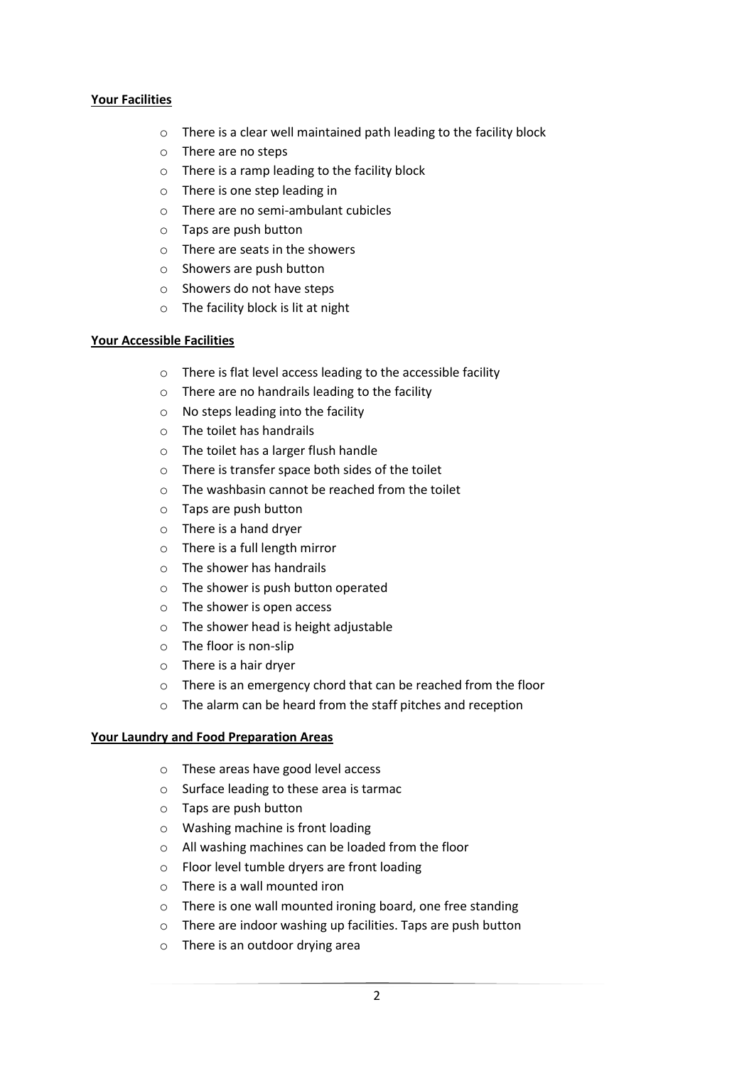**Your Facilities**

- There is a clear well maintained path leading to the facility block
- There are no steps
- There is a ramp leading to the facility block
- There is one step leading in
- There are no semi-ambulant cubicles
- Taps are push button
- There are seats in the showers
- Showers are push button
- Showers do not have steps
- The facility block is lit at night

**Your Accessible Facilities**

- There is flat level access leading to the accessible facility
- There are no handrails leading to the facility
- No steps leading into the facility
- The toilet has handrails
- The toilet has a larger flush handle
- There is transfer space both sides of the toilet
- The washbasin cannot be reached from the toilet
- Taps are push button
- There is a hand dryer
- There is a full length mirror
- The shower has handrails
- The shower is push button operated
- The shower is open access
- The shower head is height adjustable
- The floor is non-slip
- There is a hair dryer
- There is an emergency chord that can be reached from the floor
- The alarm can be heard from the staff pitches and reception

**Your Laundry and Food Preparation Areas**

- These areas have good level access
- Surface leading to these area is tarmac
- Taps are push button
- Washing machine is front loading
- All washing machines can be loaded from the floor
- Floor level tumble dryers are front loading
- There is a wall mounted iron
- There is one wall mounted ironing board, one free standing
- There are indoor washing up facilities. Taps are push button
- There is an outdoor drying area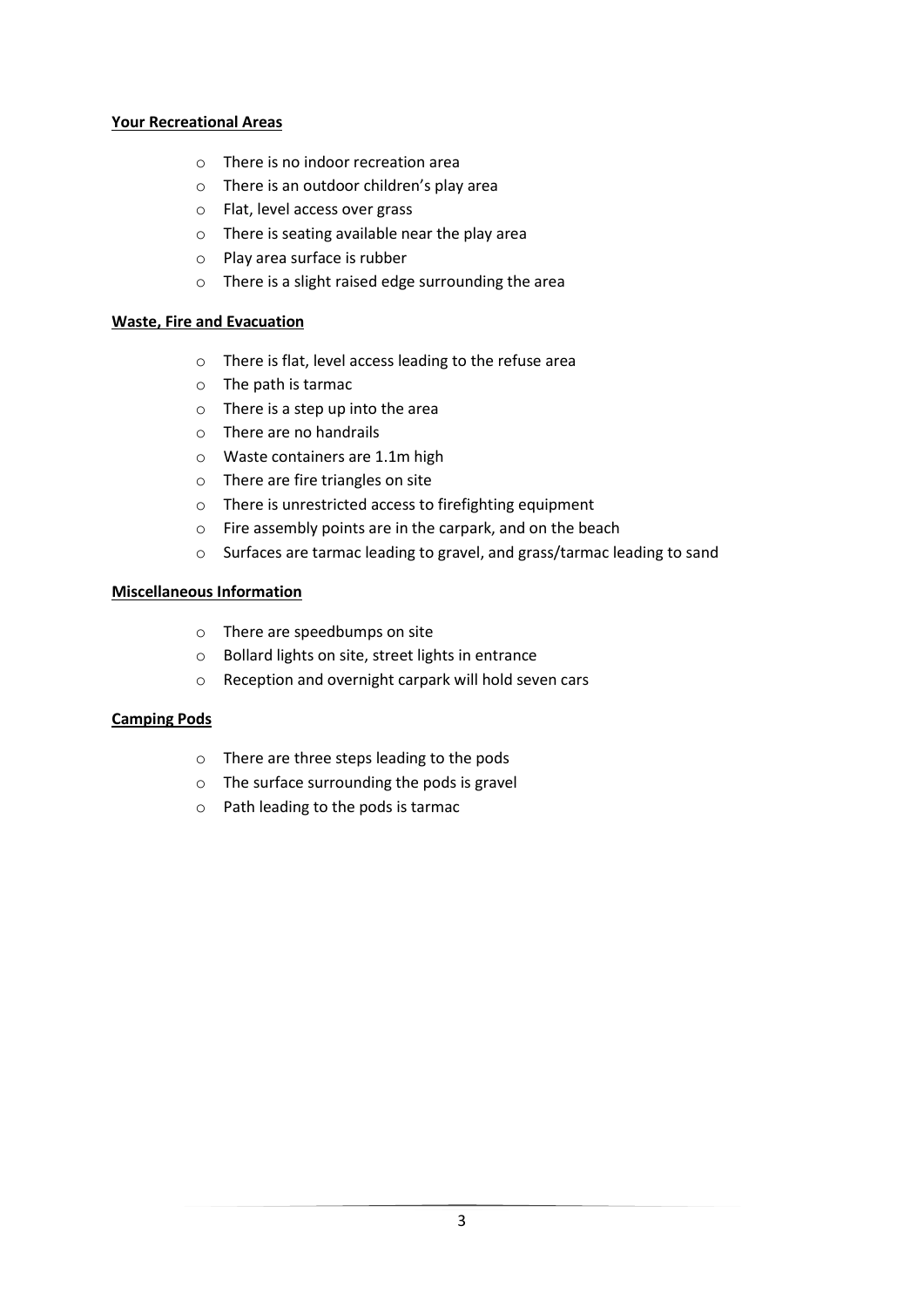**Your Recreational Areas**

- There is no indoor recreation area
- There is an outdoor children's play area
- Flat, level access over grass
- There is seating available near the play area
- Play area surface is rubber
- There is a slight raised edge surrounding the area

**Waste, Fire and Evacuation**

- There is flat, level access leading to the refuse area
- The path is tarmac
- There is a step up into the area
- There are no handrails
- Waste containers are 1.1m high
- There are fire triangles on site
- There is unrestricted access to firefighting equipment
- Fire assembly points are in the carpark, and on the beach
- Surfaces are tarmac leading to gravel, and grass/tarmac leading to sand

**Miscellaneous Information**

- There are speedbumps on site
- Bollard lights on site, street lights in entrance
- Reception and overnight carpark will hold seven cars

**Camping Pods**

- There are three steps leading to the pods
- The surface surrounding the pods is gravel
- Path leading to the pods is tarmac